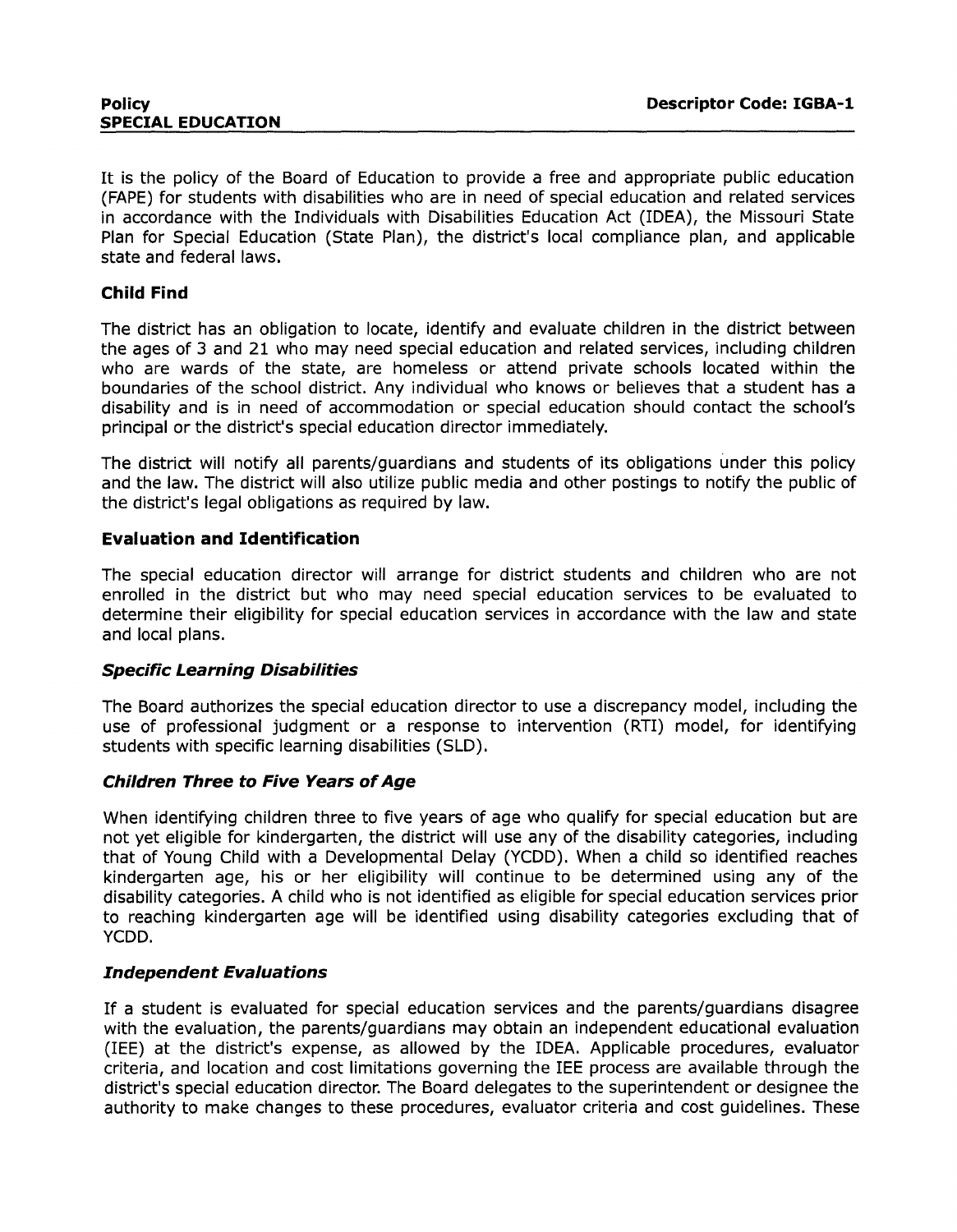**Policy**
**SPECIAL EDUCATION**

**Descriptor Code: IGBA-1**

It is the policy of the Board of Education to provide a free and appropriate public education (FAPE) for students with disabilities who are in need of special education and related services in accordance with the Individuals with Disabilities Education Act (IDEA), the Missouri State Plan for Special Education (State Plan), the district's local compliance plan, and applicable state and federal laws.

### Child Find

The district has an obligation to locate, identify and evaluate children in the district between the ages of 3 and 21 who may need special education and related services, including children who are wards of the state, are homeless or attend private schools located within the boundaries of the school district. Any individual who knows or believes that a student has a disability and is in need of accommodation or special education should contact the school's principal or the district's special education director immediately.

The district will notify all parents/guardians and students of its obligations under this policy and the law. The district will also utilize public media and other postings to notify the public of the district's legal obligations as required by law.

### Evaluation and Identification

The special education director will arrange for district students and children who are not enrolled in the district but who may need special education services to be evaluated to determine their eligibility for special education services in accordance with the law and state and local plans.

#### *Specific Learning Disabilities*

The Board authorizes the special education director to use a discrepancy model, including the use of professional judgment or a response to intervention (RTI) model, for identifying students with specific learning disabilities (SLD).

#### *Children Three to Five Years of Age*

When identifying children three to five years of age who qualify for special education but are not yet eligible for kindergarten, the district will use any of the disability categories, including that of Young Child with a Developmental Delay (YCDD). When a child so identified reaches kindergarten age, his or her eligibility will continue to be determined using any of the disability categories. A child who is not identified as eligible for special education services prior to reaching kindergarten age will be identified using disability categories excluding that of YCDD.

#### *Independent Evaluations*

If a student is evaluated for special education services and the parents/guardians disagree with the evaluation, the parents/guardians may obtain an independent educational evaluation (IEE) at the district's expense, as allowed by the IDEA. Applicable procedures, evaluator criteria, and location and cost limitations governing the IEE process are available through the district's special education director. The Board delegates to the superintendent or designee the authority to make changes to these procedures, evaluator criteria and cost guidelines. These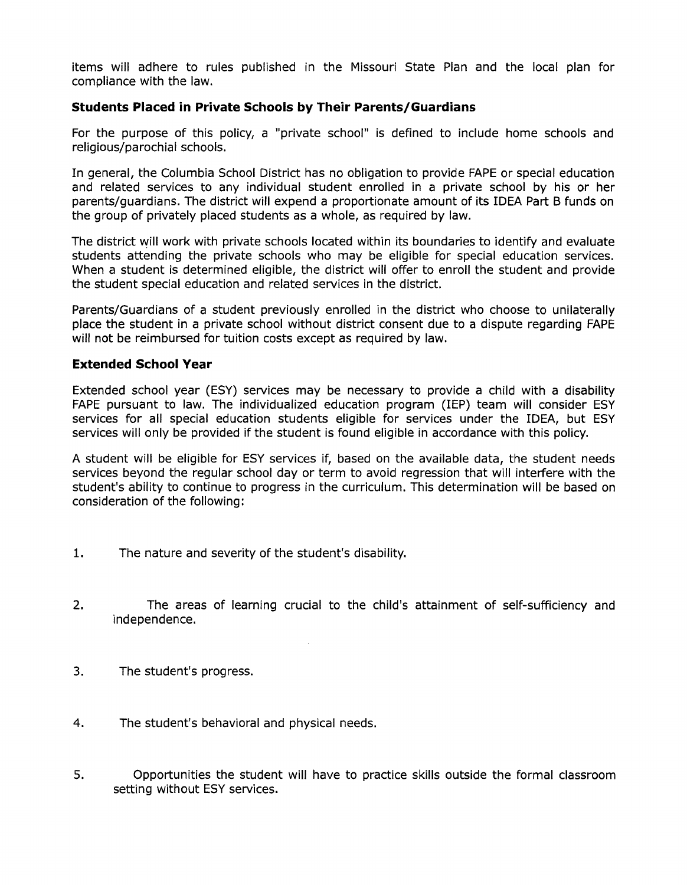items will adhere to rules published in the Missouri State Plan and the local plan for compliance with the law.

### Students Placed in Private Schools by Their Parents/Guardians

For the purpose of this policy, a "private school" is defined to include home schools and religious/parochial schools.

In general, the Columbia School District has no obligation to provide FAPE or special education and related services to any individual student enrolled in a private school by his or her parents/guardians. The district will expend a proportionate amount of its IDEA Part B funds on the group of privately placed students as a whole, as required by law.

The district will work with private schools located within its boundaries to identify and evaluate students attending the private schools who may be eligible for special education services. When a student is determined eligible, the district will offer to enroll the student and provide the student special education and related services in the district.

Parents/Guardians of a student previously enrolled in the district who choose to unilaterally place the student in a private school without district consent due to a dispute regarding FAPE will not be reimbursed for tuition costs except as required by law.

### Extended School Year

Extended school year (ESY) services may be necessary to provide a child with a disability FAPE pursuant to law. The individualized education program (IEP) team will consider ESY services for all special education students eligible for services under the IDEA, but ESY services will only be provided if the student is found eligible in accordance with this policy.

A student will be eligible for ESY services if, based on the available data, the student needs services beyond the regular school day or term to avoid regression that will interfere with the student's ability to continue to progress in the curriculum. This determination will be based on consideration of the following:

1. The nature and severity of the student's disability.
2. The areas of learning crucial to the child's attainment of self-sufficiency and independence.
3. The student's progress.
4. The student's behavioral and physical needs.
5. Opportunities the student will have to practice skills outside the formal classroom setting without ESY services.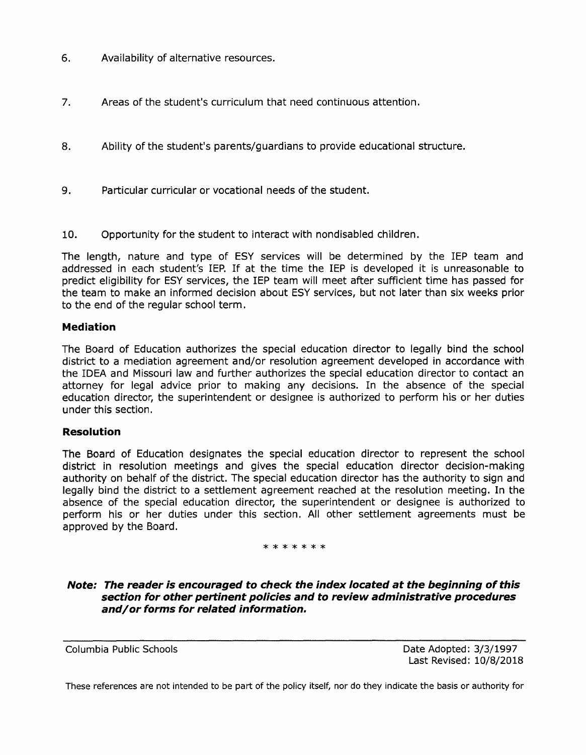6. Availability of alternative resources.

7. Areas of the student's curriculum that need continuous attention.

8. Ability of the student's parents/guardians to provide educational structure.

9. Particular curricular or vocational needs of the student.

10. Opportunity for the student to interact with nondisabled children.

The length, nature and type of ESY services will be determined by the IEP team and addressed in each student's IEP. If at the time the IEP is developed it is unreasonable to predict eligibility for ESY services, the IEP team will meet after sufficient time has passed for the team to make an informed decision about ESY services, but not later than six weeks prior to the end of the regular school term.

### Mediation

The Board of Education authorizes the special education director to legally bind the school district to a mediation agreement and/or resolution agreement developed in accordance with the IDEA and Missouri law and further authorizes the special education director to contact an attorney for legal advice prior to making any decisions. In the absence of the special education director, the superintendent or designee is authorized to perform his or her duties under this section.

### Resolution

The Board of Education designates the special education director to represent the school district in resolution meetings and gives the special education director decision-making authority on behalf of the district. The special education director has the authority to sign and legally bind the district to a settlement agreement reached at the resolution meeting. In the absence of the special education director, the superintendent or designee is authorized to perform his or her duties under this section. All other settlement agreements must be approved by the Board.

\* \* \* \* \* \* \*

***Note: The reader is encouraged to check the index located at the beginning of this section for other pertinent policies and to review administrative procedures and/or forms for related information.***

Columbia Public Schools — Date Adopted: 3/3/1997; Last Revised: 10/8/2018

These references are not intended to be part of the policy itself, nor do they indicate the basis or authority for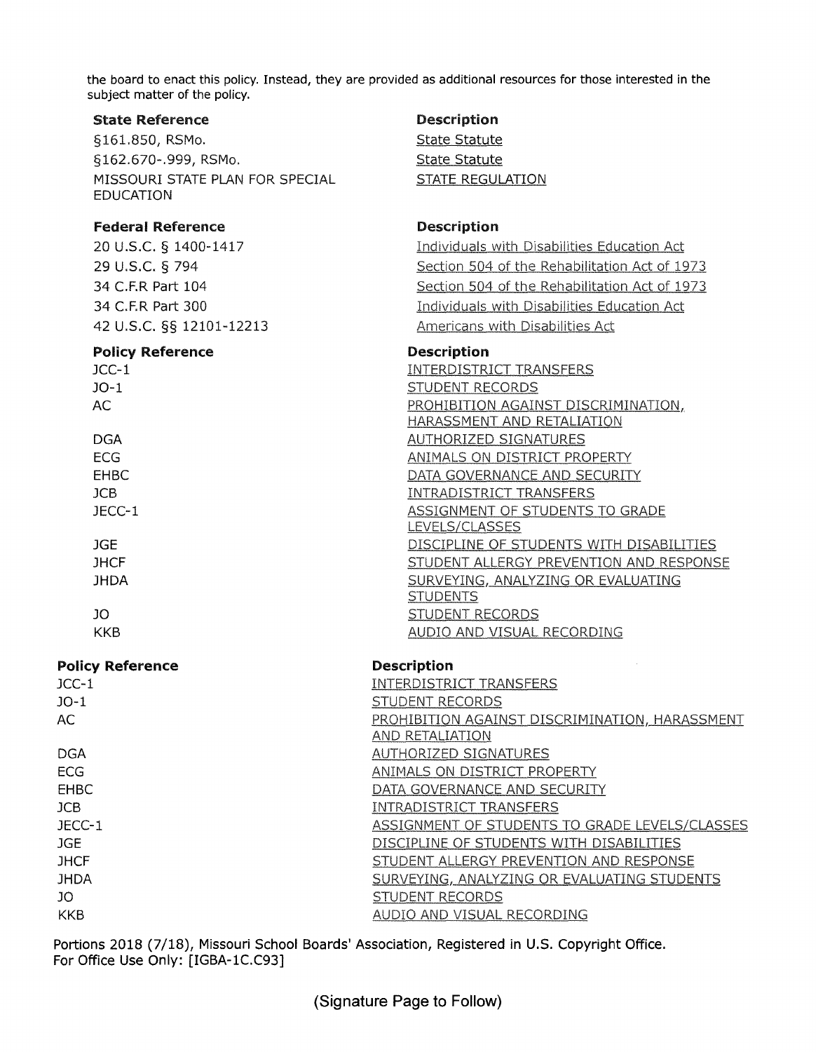the board to enact this policy. Instead, they are provided as additional resources for those interested in the subject matter of the policy.

| State Reference | Description |
| --- | --- |
| §161.850, RSMo. | State Statute |
| §162.670-.999, RSMo. | State Statute |
| MISSOURI STATE PLAN FOR SPECIAL EDUCATION | STATE REGULATION |

| Federal Reference | Description |
| --- | --- |
| 20 U.S.C. § 1400-1417 | Individuals with Disabilities Education Act |
| 29 U.S.C. § 794 | Section 504 of the Rehabilitation Act of 1973 |
| 34 C.F.R Part 104 | Section 504 of the Rehabilitation Act of 1973 |
| 34 C.F.R Part 300 | Individuals with Disabilities Education Act |
| 42 U.S.C. §§ 12101-12213 | Americans with Disabilities Act |

| Policy Reference | Description |
| --- | --- |
| JCC-1 | INTERDISTRICT TRANSFERS |
| JO-1 | STUDENT RECORDS |
| AC | PROHIBITION AGAINST DISCRIMINATION, HARASSMENT AND RETALIATION |
| DGA | AUTHORIZED SIGNATURES |
| ECG | ANIMALS ON DISTRICT PROPERTY |
| EHBC | DATA GOVERNANCE AND SECURITY |
| JCB | INTRADISTRICT TRANSFERS |
| JECC-1 | ASSIGNMENT OF STUDENTS TO GRADE LEVELS/CLASSES |
| JGE | DISCIPLINE OF STUDENTS WITH DISABILITIES |
| JHCF | STUDENT ALLERGY PREVENTION AND RESPONSE |
| JHDA | SURVEYING, ANALYZING OR EVALUATING STUDENTS |
| JO | STUDENT RECORDS |
| KKB | AUDIO AND VISUAL RECORDING |

| Policy Reference | Description |
| --- | --- |
| JCC-1 | INTERDISTRICT TRANSFERS |
| JO-1 | STUDENT RECORDS |
| AC | PROHIBITION AGAINST DISCRIMINATION, HARASSMENT AND RETALIATION |
| DGA | AUTHORIZED SIGNATURES |
| ECG | ANIMALS ON DISTRICT PROPERTY |
| EHBC | DATA GOVERNANCE AND SECURITY |
| JCB | INTRADISTRICT TRANSFERS |
| JECC-1 | ASSIGNMENT OF STUDENTS TO GRADE LEVELS/CLASSES |
| JGE | DISCIPLINE OF STUDENTS WITH DISABILITIES |
| JHCF | STUDENT ALLERGY PREVENTION AND RESPONSE |
| JHDA | SURVEYING, ANALYZING OR EVALUATING STUDENTS |
| JO | STUDENT RECORDS |
| KKB | AUDIO AND VISUAL RECORDING |

Portions 2018 (7/18), Missouri School Boards' Association, Registered in U.S. Copyright Office.
For Office Use Only: [IGBA-1C.C93]

(Signature Page to Follow)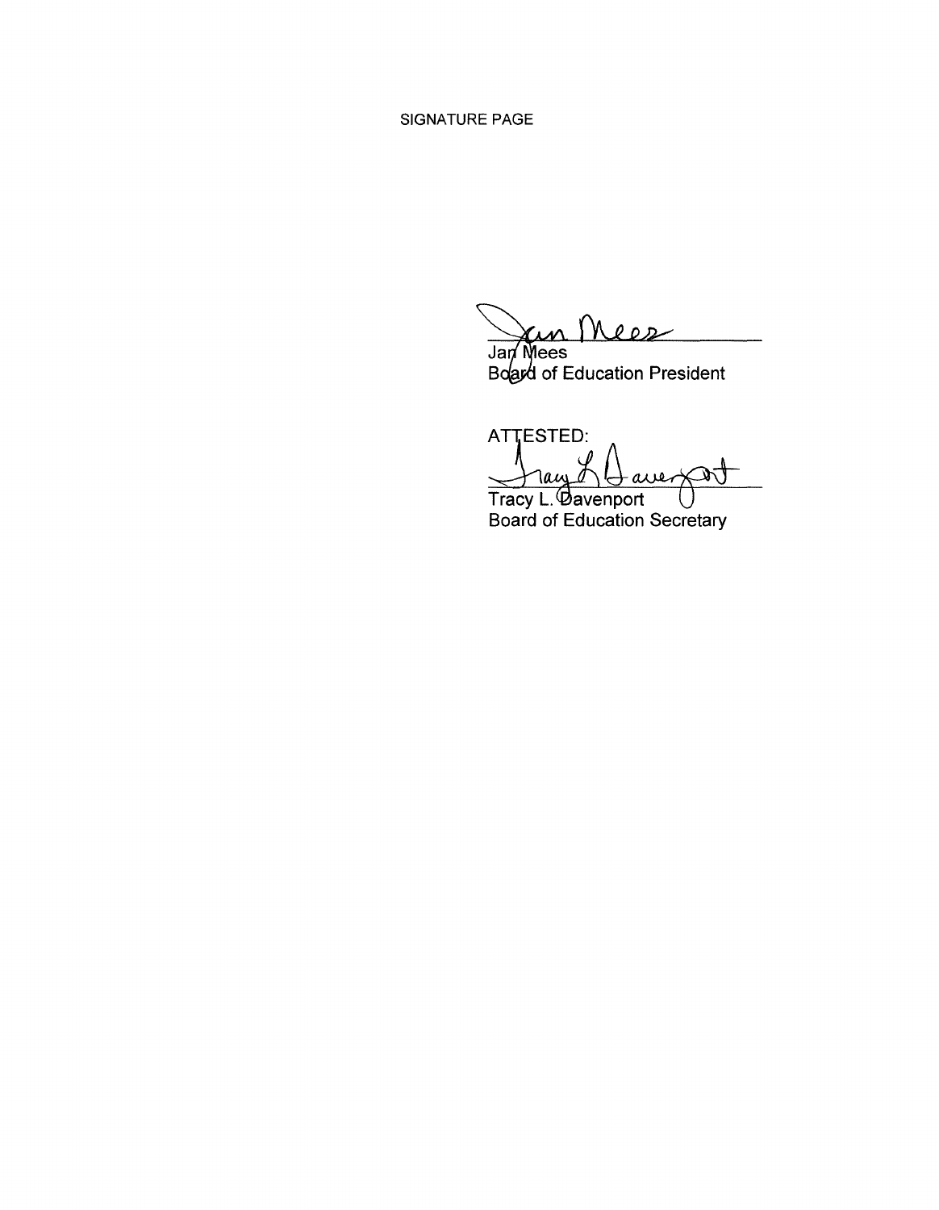SIGNATURE PAGE

Jan Mees
Board of Education President

ATTESTED:

Tracy L. Davenport
Board of Education Secretary